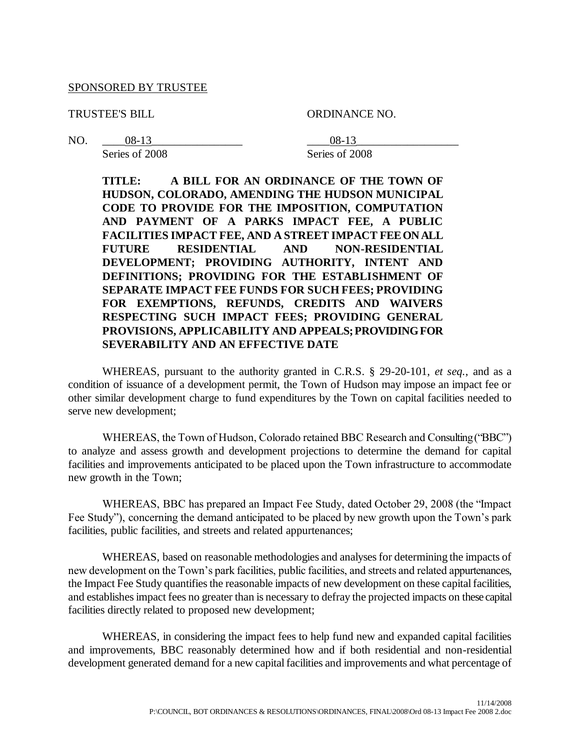SPONSORED BY TRUSTEE

TRUSTEE'S BILL ORDINANCE NO.

NO. ____08-13________________ ____08-13__________________
Series of 2008 Series of 2008

**TITLE: A BILL FOR AN ORDINANCE OF THE TOWN OF HUDSON, COLORADO, AMENDING THE HUDSON MUNICIPAL CODE TO PROVIDE FOR THE IMPOSITION, COMPUTATION AND PAYMENT OF A PARKS IMPACT FEE, A PUBLIC FACILITIES IMPACT FEE, AND A STREET IMPACT FEE ON ALL FUTURE RESIDENTIAL AND NON-RESIDENTIAL DEVELOPMENT; PROVIDING AUTHORITY, INTENT AND DEFINITIONS; PROVIDING FOR THE ESTABLISHMENT OF SEPARATE IMPACT FEE FUNDS FOR SUCH FEES; PROVIDING FOR EXEMPTIONS, REFUNDS, CREDITS AND WAIVERS RESPECTING SUCH IMPACT FEES; PROVIDING GENERAL PROVISIONS, APPLICABILITY AND APPEALS; PROVIDING FOR SEVERABILITY AND AN EFFECTIVE DATE**

WHEREAS, pursuant to the authority granted in C.R.S. § 29-20-101, *et seq.*, and as a condition of issuance of a development permit, the Town of Hudson may impose an impact fee or other similar development charge to fund expenditures by the Town on capital facilities needed to serve new development;

WHEREAS, the Town of Hudson, Colorado retained BBC Research and Consulting ("BBC") to analyze and assess growth and development projections to determine the demand for capital facilities and improvements anticipated to be placed upon the Town infrastructure to accommodate new growth in the Town;

WHEREAS, BBC has prepared an Impact Fee Study, dated October 29, 2008 (the "Impact Fee Study"), concerning the demand anticipated to be placed by new growth upon the Town's park facilities, public facilities, and streets and related appurtenances;

WHEREAS, based on reasonable methodologies and analyses for determining the impacts of new development on the Town's park facilities, public facilities, and streets and related appurtenances, the Impact Fee Study quantifies the reasonable impacts of new development on these capital facilities, and establishes impact fees no greater than is necessary to defray the projected impacts on these capital facilities directly related to proposed new development;

WHEREAS, in considering the impact fees to help fund new and expanded capital facilities and improvements, BBC reasonably determined how and if both residential and non-residential development generated demand for a new capital facilities and improvements and what percentage of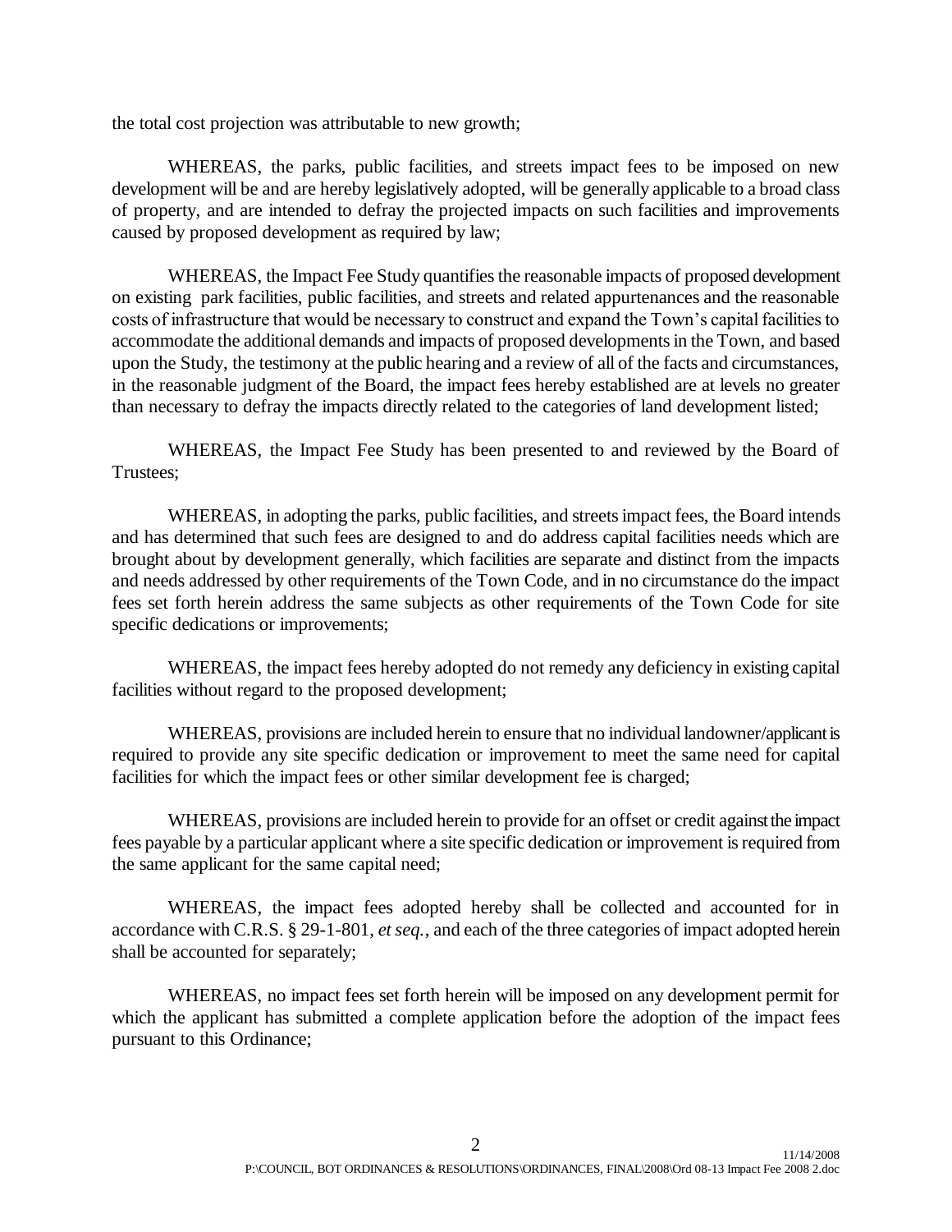the total cost projection was attributable to new growth;

WHEREAS, the parks, public facilities, and streets impact fees to be imposed on new development will be and are hereby legislatively adopted, will be generally applicable to a broad class of property, and are intended to defray the projected impacts on such facilities and improvements caused by proposed development as required by law;

WHEREAS, the Impact Fee Study quantifies the reasonable impacts of proposed development on existing park facilities, public facilities, and streets and related appurtenances and the reasonable costs of infrastructure that would be necessary to construct and expand the Town's capital facilities to accommodate the additional demands and impacts of proposed developments in the Town, and based upon the Study, the testimony at the public hearing and a review of all of the facts and circumstances, in the reasonable judgment of the Board, the impact fees hereby established are at levels no greater than necessary to defray the impacts directly related to the categories of land development listed;

WHEREAS, the Impact Fee Study has been presented to and reviewed by the Board of Trustees;

WHEREAS, in adopting the parks, public facilities, and streets impact fees, the Board intends and has determined that such fees are designed to and do address capital facilities needs which are brought about by development generally, which facilities are separate and distinct from the impacts and needs addressed by other requirements of the Town Code, and in no circumstance do the impact fees set forth herein address the same subjects as other requirements of the Town Code for site specific dedications or improvements;

WHEREAS, the impact fees hereby adopted do not remedy any deficiency in existing capital facilities without regard to the proposed development;

WHEREAS, provisions are included herein to ensure that no individual landowner/applicant is required to provide any site specific dedication or improvement to meet the same need for capital facilities for which the impact fees or other similar development fee is charged;

WHEREAS, provisions are included herein to provide for an offset or credit against the impact fees payable by a particular applicant where a site specific dedication or improvement is required from the same applicant for the same capital need;

WHEREAS, the impact fees adopted hereby shall be collected and accounted for in accordance with C.R.S. § 29-1-801, *et seq.*, and each of the three categories of impact adopted herein shall be accounted for separately;

WHEREAS, no impact fees set forth herein will be imposed on any development permit for which the applicant has submitted a complete application before the adoption of the impact fees pursuant to this Ordinance;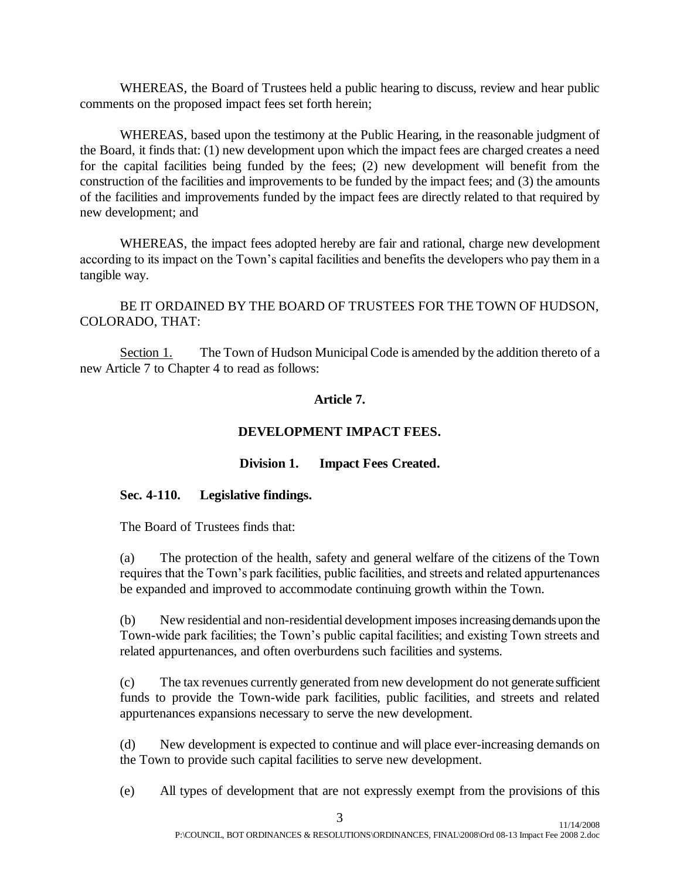WHEREAS, the Board of Trustees held a public hearing to discuss, review and hear public comments on the proposed impact fees set forth herein;

WHEREAS, based upon the testimony at the Public Hearing, in the reasonable judgment of the Board, it finds that: (1) new development upon which the impact fees are charged creates a need for the capital facilities being funded by the fees; (2) new development will benefit from the construction of the facilities and improvements to be funded by the impact fees; and (3) the amounts of the facilities and improvements funded by the impact fees are directly related to that required by new development; and

WHEREAS, the impact fees adopted hereby are fair and rational, charge new development according to its impact on the Town's capital facilities and benefits the developers who pay them in a tangible way.

BE IT ORDAINED BY THE BOARD OF TRUSTEES FOR THE TOWN OF HUDSON, COLORADO, THAT:

Section 1. The Town of Hudson Municipal Code is amended by the addition thereto of a new Article 7 to Chapter 4 to read as follows:

**Article 7.**

**DEVELOPMENT IMPACT FEES.**

**Division 1. Impact Fees Created.**

**Sec. 4-110. Legislative findings.**

The Board of Trustees finds that:

(a) The protection of the health, safety and general welfare of the citizens of the Town requires that the Town's park facilities, public facilities, and streets and related appurtenances be expanded and improved to accommodate continuing growth within the Town.

(b) New residential and non-residential development imposes increasing demands upon the Town-wide park facilities; the Town's public capital facilities; and existing Town streets and related appurtenances, and often overburdens such facilities and systems.

(c) The tax revenues currently generated from new development do not generate sufficient funds to provide the Town-wide park facilities, public facilities, and streets and related appurtenances expansions necessary to serve the new development.

(d) New development is expected to continue and will place ever-increasing demands on the Town to provide such capital facilities to serve new development.

(e) All types of development that are not expressly exempt from the provisions of this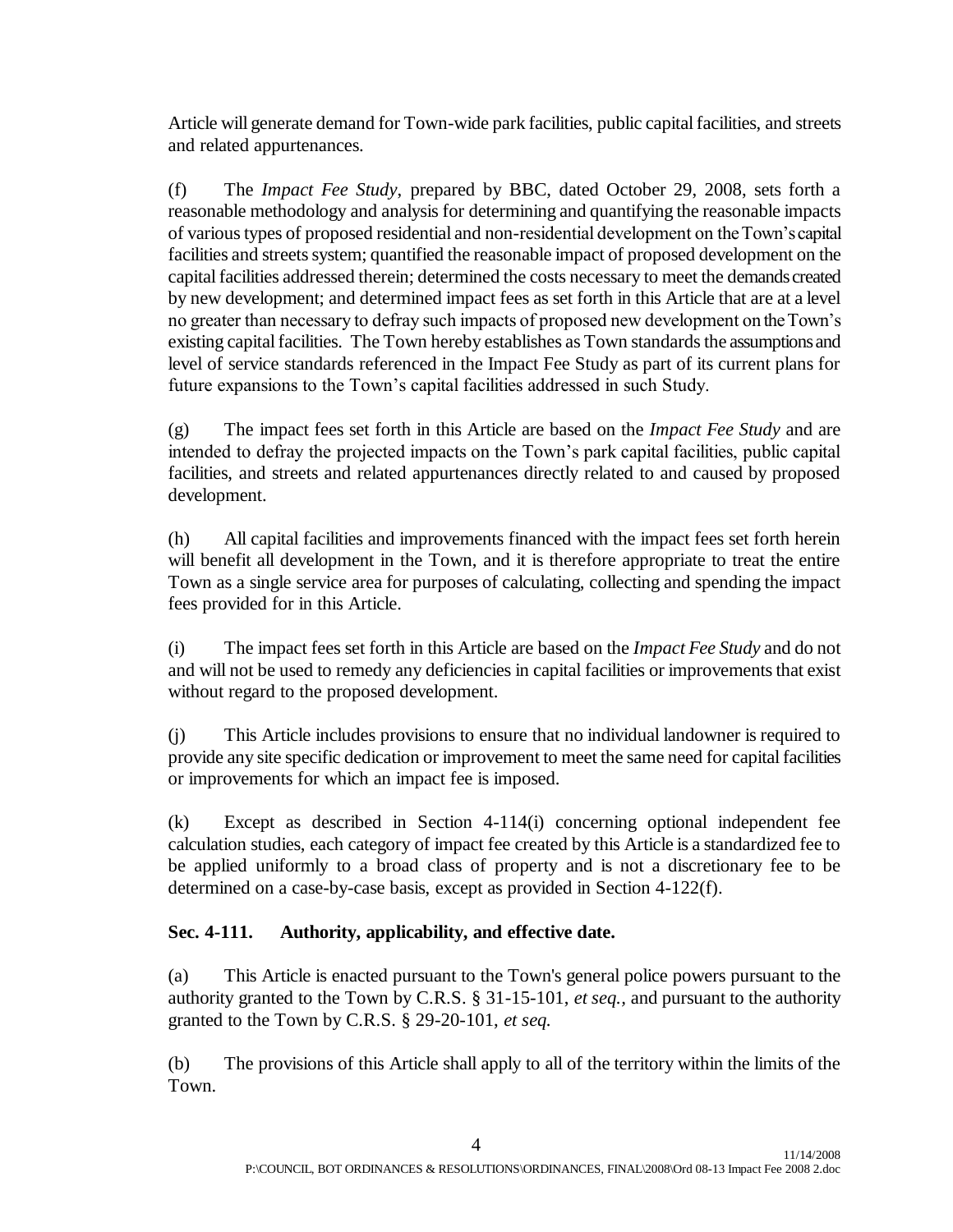Article will generate demand for Town-wide park facilities, public capital facilities, and streets and related appurtenances.

(f) The *Impact Fee Study*, prepared by BBC, dated October 29, 2008, sets forth a reasonable methodology and analysis for determining and quantifying the reasonable impacts of various types of proposed residential and non-residential development on the Town's capital facilities and streets system; quantified the reasonable impact of proposed development on the capital facilities addressed therein; determined the costs necessary to meet the demands created by new development; and determined impact fees as set forth in this Article that are at a level no greater than necessary to defray such impacts of proposed new development on the Town's existing capital facilities. The Town hereby establishes as Town standards the assumptions and level of service standards referenced in the Impact Fee Study as part of its current plans for future expansions to the Town's capital facilities addressed in such Study.

(g) The impact fees set forth in this Article are based on the *Impact Fee Study* and are intended to defray the projected impacts on the Town's park capital facilities, public capital facilities, and streets and related appurtenances directly related to and caused by proposed development.

(h) All capital facilities and improvements financed with the impact fees set forth herein will benefit all development in the Town, and it is therefore appropriate to treat the entire Town as a single service area for purposes of calculating, collecting and spending the impact fees provided for in this Article.

(i) The impact fees set forth in this Article are based on the *Impact Fee Study* and do not and will not be used to remedy any deficiencies in capital facilities or improvements that exist without regard to the proposed development.

(j) This Article includes provisions to ensure that no individual landowner is required to provide any site specific dedication or improvement to meet the same need for capital facilities or improvements for which an impact fee is imposed.

(k) Except as described in Section 4-114(i) concerning optional independent fee calculation studies, each category of impact fee created by this Article is a standardized fee to be applied uniformly to a broad class of property and is not a discretionary fee to be determined on a case-by-case basis, except as provided in Section 4-122(f).

### Sec. 4-111. Authority, applicability, and effective date.

(a) This Article is enacted pursuant to the Town's general police powers pursuant to the authority granted to the Town by C.R.S. § 31-15-101, *et seq.*, and pursuant to the authority granted to the Town by C.R.S. § 29-20-101, *et seq.*

(b) The provisions of this Article shall apply to all of the territory within the limits of the Town.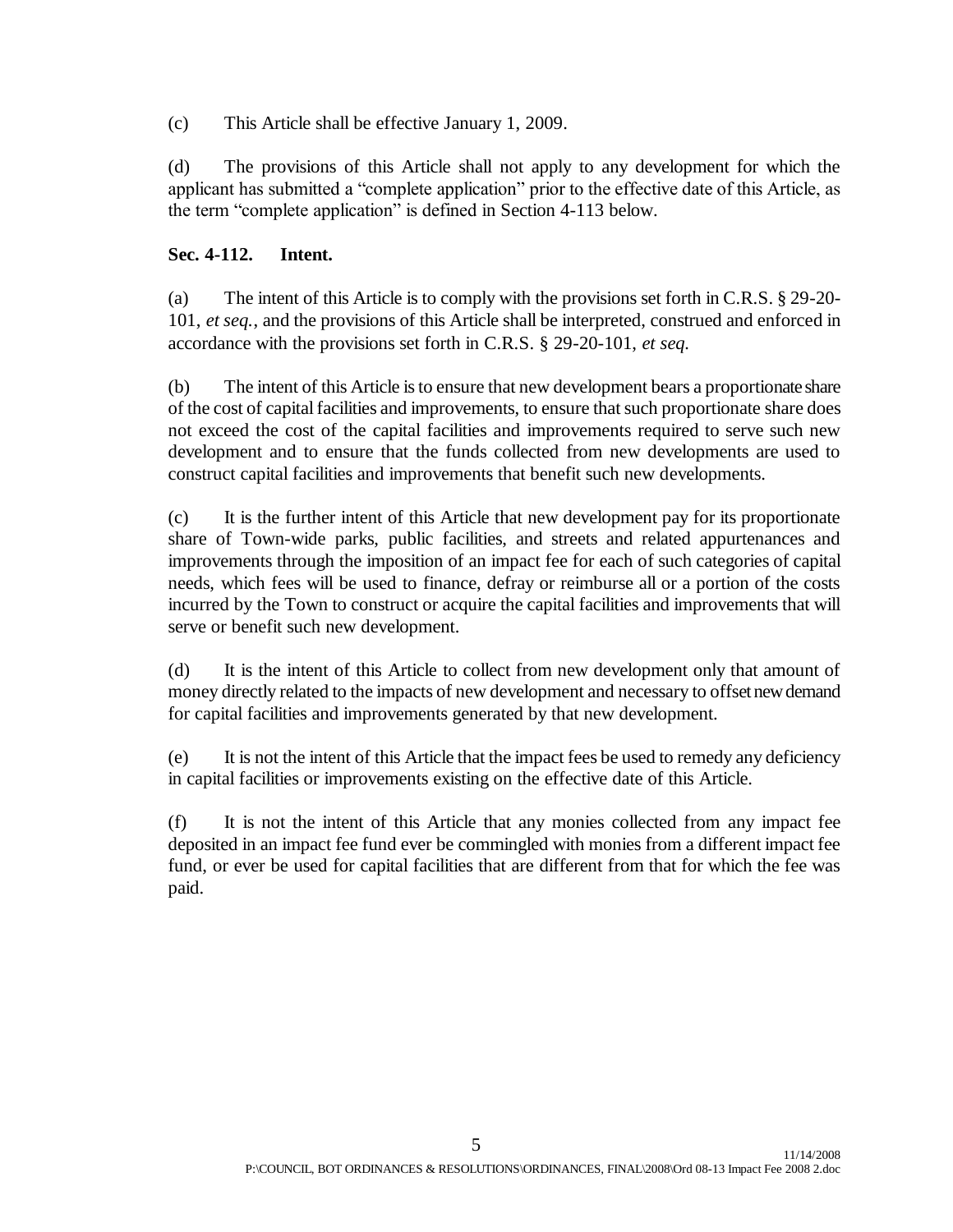(c) This Article shall be effective January 1, 2009.

(d) The provisions of this Article shall not apply to any development for which the applicant has submitted a "complete application" prior to the effective date of this Article, as the term "complete application" is defined in Section 4-113 below.

**Sec. 4-112. Intent.**

(a) The intent of this Article is to comply with the provisions set forth in C.R.S. § 29-20-101, *et seq.*, and the provisions of this Article shall be interpreted, construed and enforced in accordance with the provisions set forth in C.R.S. § 29-20-101, *et seq.*

(b) The intent of this Article is to ensure that new development bears a proportionate share of the cost of capital facilities and improvements, to ensure that such proportionate share does not exceed the cost of the capital facilities and improvements required to serve such new development and to ensure that the funds collected from new developments are used to construct capital facilities and improvements that benefit such new developments.

(c) It is the further intent of this Article that new development pay for its proportionate share of Town-wide parks, public facilities, and streets and related appurtenances and improvements through the imposition of an impact fee for each of such categories of capital needs, which fees will be used to finance, defray or reimburse all or a portion of the costs incurred by the Town to construct or acquire the capital facilities and improvements that will serve or benefit such new development.

(d) It is the intent of this Article to collect from new development only that amount of money directly related to the impacts of new development and necessary to offset new demand for capital facilities and improvements generated by that new development.

(e) It is not the intent of this Article that the impact fees be used to remedy any deficiency in capital facilities or improvements existing on the effective date of this Article.

(f) It is not the intent of this Article that any monies collected from any impact fee deposited in an impact fee fund ever be commingled with monies from a different impact fee fund, or ever be used for capital facilities that are different from that for which the fee was paid.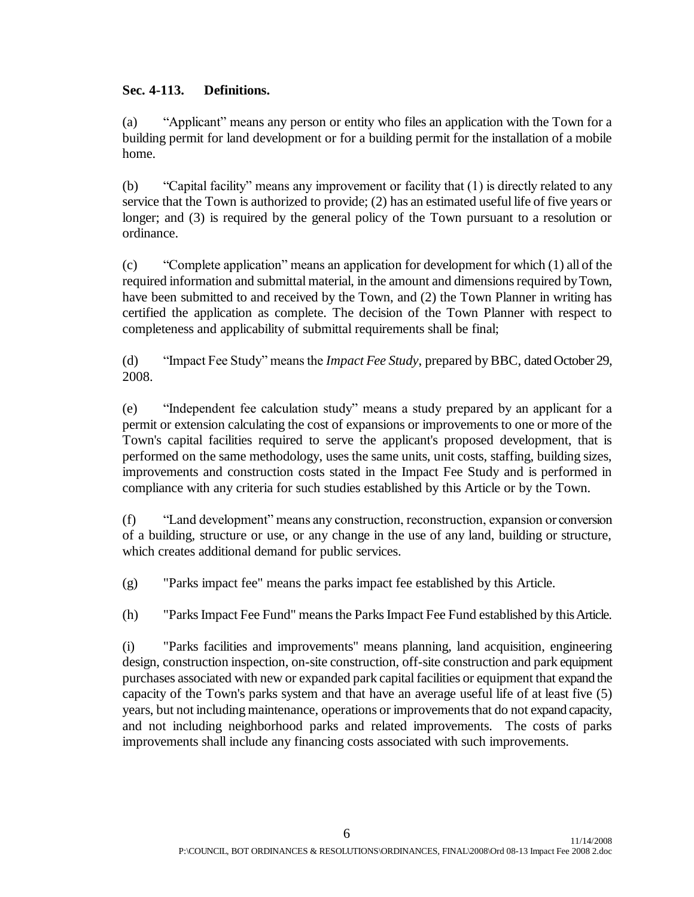**Sec. 4-113. Definitions.**

(a) "Applicant" means any person or entity who files an application with the Town for a building permit for land development or for a building permit for the installation of a mobile home.

(b) "Capital facility" means any improvement or facility that (1) is directly related to any service that the Town is authorized to provide; (2) has an estimated useful life of five years or longer; and (3) is required by the general policy of the Town pursuant to a resolution or ordinance.

(c) "Complete application" means an application for development for which (1) all of the required information and submittal material, in the amount and dimensions required by Town, have been submitted to and received by the Town, and (2) the Town Planner in writing has certified the application as complete. The decision of the Town Planner with respect to completeness and applicability of submittal requirements shall be final;

(d) "Impact Fee Study" means the *Impact Fee Study*, prepared by BBC, dated October 29, 2008.

(e) "Independent fee calculation study" means a study prepared by an applicant for a permit or extension calculating the cost of expansions or improvements to one or more of the Town's capital facilities required to serve the applicant's proposed development, that is performed on the same methodology, uses the same units, unit costs, staffing, building sizes, improvements and construction costs stated in the Impact Fee Study and is performed in compliance with any criteria for such studies established by this Article or by the Town.

(f) "Land development" means any construction, reconstruction, expansion or conversion of a building, structure or use, or any change in the use of any land, building or structure, which creates additional demand for public services.

(g) "Parks impact fee" means the parks impact fee established by this Article.

(h) "Parks Impact Fee Fund" means the Parks Impact Fee Fund established by this Article.

(i) "Parks facilities and improvements" means planning, land acquisition, engineering design, construction inspection, on-site construction, off-site construction and park equipment purchases associated with new or expanded park capital facilities or equipment that expand the capacity of the Town's parks system and that have an average useful life of at least five (5) years, but not including maintenance, operations or improvements that do not expand capacity, and not including neighborhood parks and related improvements. The costs of parks improvements shall include any financing costs associated with such improvements.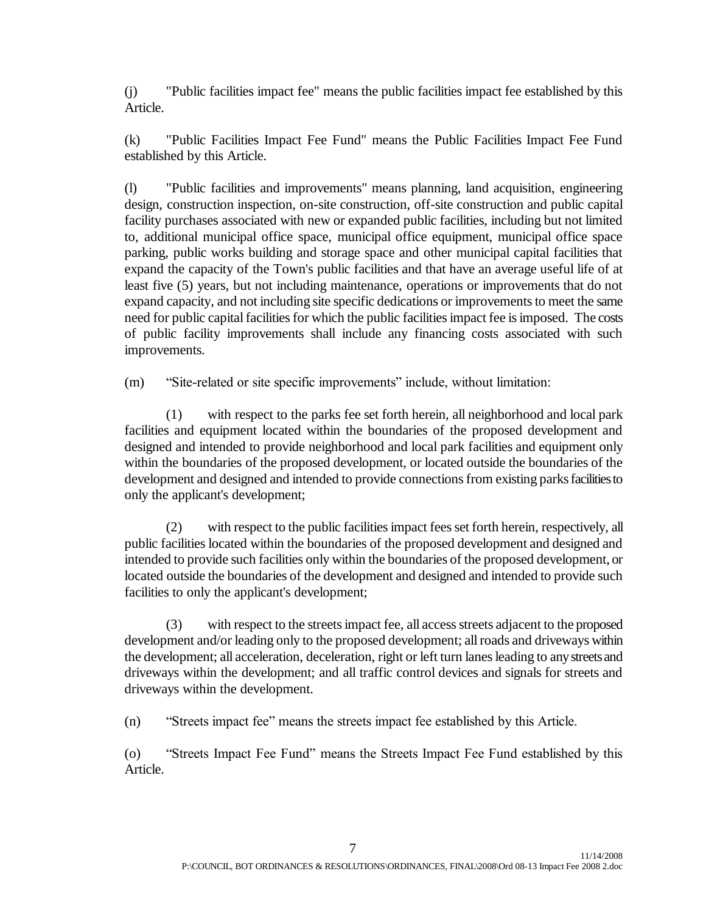(j) "Public facilities impact fee" means the public facilities impact fee established by this Article.

(k) "Public Facilities Impact Fee Fund" means the Public Facilities Impact Fee Fund established by this Article.

(l) "Public facilities and improvements" means planning, land acquisition, engineering design, construction inspection, on-site construction, off-site construction and public capital facility purchases associated with new or expanded public facilities, including but not limited to, additional municipal office space, municipal office equipment, municipal office space parking, public works building and storage space and other municipal capital facilities that expand the capacity of the Town's public facilities and that have an average useful life of at least five (5) years, but not including maintenance, operations or improvements that do not expand capacity, and not including site specific dedications or improvements to meet the same need for public capital facilities for which the public facilities impact fee is imposed. The costs of public facility improvements shall include any financing costs associated with such improvements.

(m) "Site-related or site specific improvements" include, without limitation:

(1) with respect to the parks fee set forth herein, all neighborhood and local park facilities and equipment located within the boundaries of the proposed development and designed and intended to provide neighborhood and local park facilities and equipment only within the boundaries of the proposed development, or located outside the boundaries of the development and designed and intended to provide connections from existing parks facilities to only the applicant's development;

(2) with respect to the public facilities impact fees set forth herein, respectively, all public facilities located within the boundaries of the proposed development and designed and intended to provide such facilities only within the boundaries of the proposed development, or located outside the boundaries of the development and designed and intended to provide such facilities to only the applicant's development;

(3) with respect to the streets impact fee, all access streets adjacent to the proposed development and/or leading only to the proposed development; all roads and driveways within the development; all acceleration, deceleration, right or left turn lanes leading to any streets and driveways within the development; and all traffic control devices and signals for streets and driveways within the development.

(n) "Streets impact fee" means the streets impact fee established by this Article.

(o) "Streets Impact Fee Fund" means the Streets Impact Fee Fund established by this Article.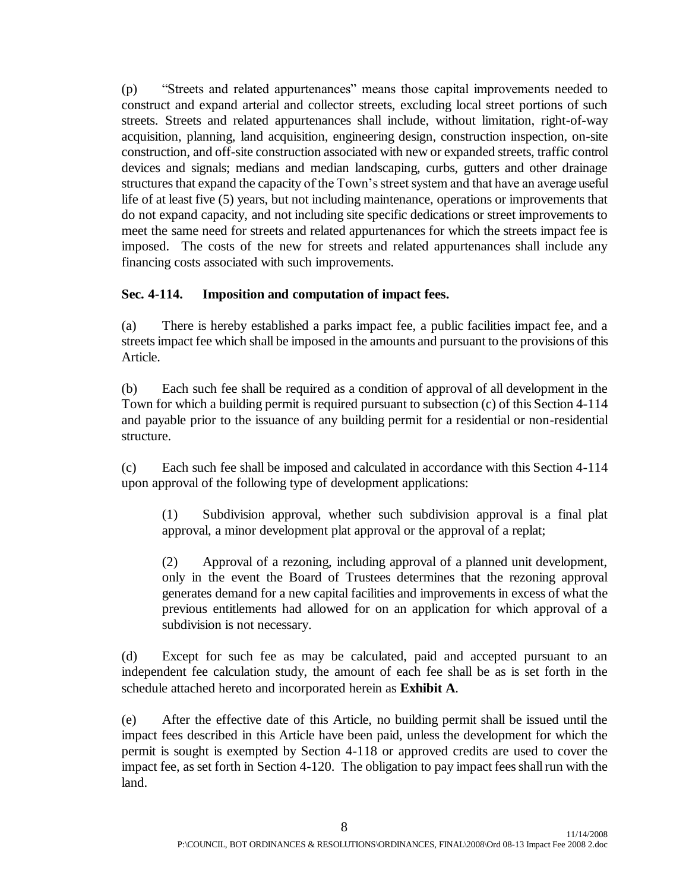(p) "Streets and related appurtenances" means those capital improvements needed to construct and expand arterial and collector streets, excluding local street portions of such streets. Streets and related appurtenances shall include, without limitation, right-of-way acquisition, planning, land acquisition, engineering design, construction inspection, on-site construction, and off-site construction associated with new or expanded streets, traffic control devices and signals; medians and median landscaping, curbs, gutters and other drainage structures that expand the capacity of the Town's street system and that have an average useful life of at least five (5) years, but not including maintenance, operations or improvements that do not expand capacity, and not including site specific dedications or street improvements to meet the same need for streets and related appurtenances for which the streets impact fee is imposed. The costs of the new for streets and related appurtenances shall include any financing costs associated with such improvements.

**Sec. 4-114. Imposition and computation of impact fees.**

(a) There is hereby established a parks impact fee, a public facilities impact fee, and a streets impact fee which shall be imposed in the amounts and pursuant to the provisions of this Article.

(b) Each such fee shall be required as a condition of approval of all development in the Town for which a building permit is required pursuant to subsection (c) of this Section 4-114 and payable prior to the issuance of any building permit for a residential or non-residential structure.

(c) Each such fee shall be imposed and calculated in accordance with this Section 4-114 upon approval of the following type of development applications:

(1) Subdivision approval, whether such subdivision approval is a final plat approval, a minor development plat approval or the approval of a replat;

(2) Approval of a rezoning, including approval of a planned unit development, only in the event the Board of Trustees determines that the rezoning approval generates demand for a new capital facilities and improvements in excess of what the previous entitlements had allowed for on an application for which approval of a subdivision is not necessary.

(d) Except for such fee as may be calculated, paid and accepted pursuant to an independent fee calculation study, the amount of each fee shall be as is set forth in the schedule attached hereto and incorporated herein as **Exhibit A**.

(e) After the effective date of this Article, no building permit shall be issued until the impact fees described in this Article have been paid, unless the development for which the permit is sought is exempted by Section 4-118 or approved credits are used to cover the impact fee, as set forth in Section 4-120. The obligation to pay impact fees shall run with the land.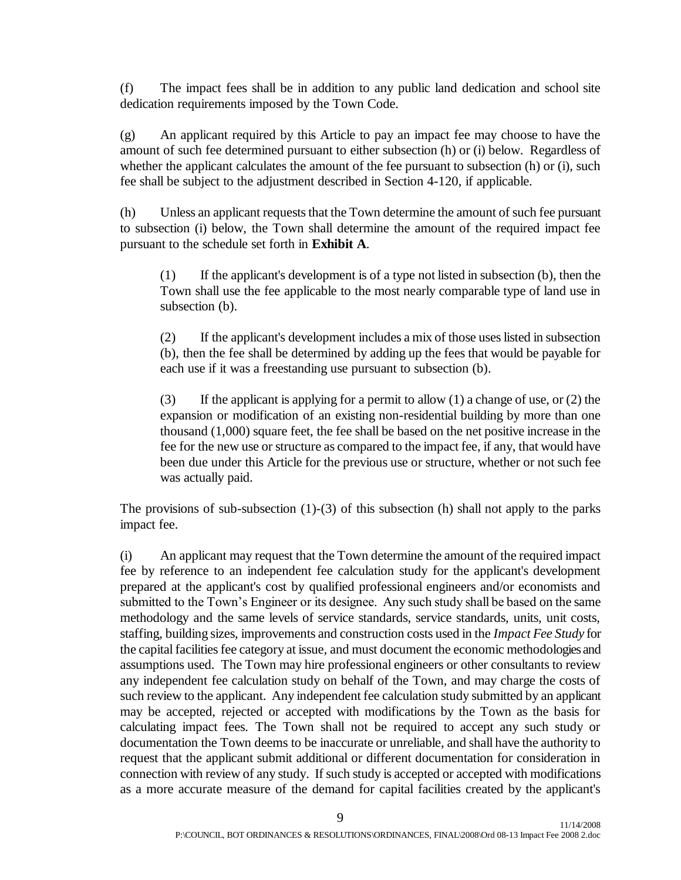(f) The impact fees shall be in addition to any public land dedication and school site dedication requirements imposed by the Town Code.

(g) An applicant required by this Article to pay an impact fee may choose to have the amount of such fee determined pursuant to either subsection (h) or (i) below. Regardless of whether the applicant calculates the amount of the fee pursuant to subsection (h) or (i), such fee shall be subject to the adjustment described in Section 4-120, if applicable.

(h) Unless an applicant requests that the Town determine the amount of such fee pursuant to subsection (i) below, the Town shall determine the amount of the required impact fee pursuant to the schedule set forth in **Exhibit A**.

> (1) If the applicant's development is of a type not listed in subsection (b), then the Town shall use the fee applicable to the most nearly comparable type of land use in subsection (b).
>
> (2) If the applicant's development includes a mix of those uses listed in subsection (b), then the fee shall be determined by adding up the fees that would be payable for each use if it was a freestanding use pursuant to subsection (b).
>
> (3) If the applicant is applying for a permit to allow (1) a change of use, or (2) the expansion or modification of an existing non-residential building by more than one thousand (1,000) square feet, the fee shall be based on the net positive increase in the fee for the new use or structure as compared to the impact fee, if any, that would have been due under this Article for the previous use or structure, whether or not such fee was actually paid.

The provisions of sub-subsection (1)-(3) of this subsection (h) shall not apply to the parks impact fee.

(i) An applicant may request that the Town determine the amount of the required impact fee by reference to an independent fee calculation study for the applicant's development prepared at the applicant's cost by qualified professional engineers and/or economists and submitted to the Town's Engineer or its designee. Any such study shall be based on the same methodology and the same levels of service standards, service standards, units, unit costs, staffing, building sizes, improvements and construction costs used in the *Impact Fee Study* for the capital facilities fee category at issue, and must document the economic methodologies and assumptions used. The Town may hire professional engineers or other consultants to review any independent fee calculation study on behalf of the Town, and may charge the costs of such review to the applicant. Any independent fee calculation study submitted by an applicant may be accepted, rejected or accepted with modifications by the Town as the basis for calculating impact fees. The Town shall not be required to accept any such study or documentation the Town deems to be inaccurate or unreliable, and shall have the authority to request that the applicant submit additional or different documentation for consideration in connection with review of any study. If such study is accepted or accepted with modifications as a more accurate measure of the demand for capital facilities created by the applicant's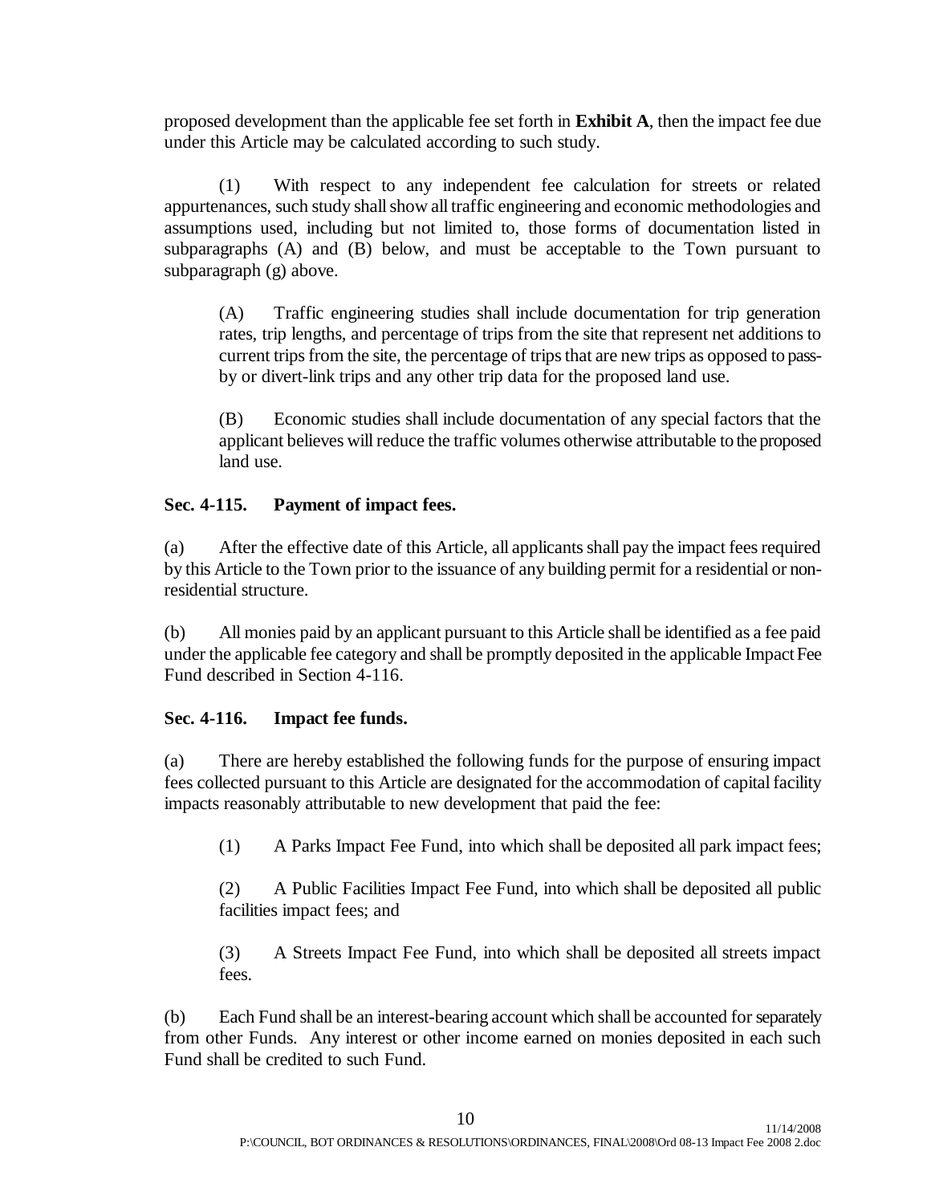proposed development than the applicable fee set forth in **Exhibit A**, then the impact fee due under this Article may be calculated according to such study.

(1) With respect to any independent fee calculation for streets or related appurtenances, such study shall show all traffic engineering and economic methodologies and assumptions used, including but not limited to, those forms of documentation listed in subparagraphs (A) and (B) below, and must be acceptable to the Town pursuant to subparagraph (g) above.

(A) Traffic engineering studies shall include documentation for trip generation rates, trip lengths, and percentage of trips from the site that represent net additions to current trips from the site, the percentage of trips that are new trips as opposed to pass-by or divert-link trips and any other trip data for the proposed land use.

(B) Economic studies shall include documentation of any special factors that the applicant believes will reduce the traffic volumes otherwise attributable to the proposed land use.

**Sec. 4-115. Payment of impact fees.**

(a) After the effective date of this Article, all applicants shall pay the impact fees required by this Article to the Town prior to the issuance of any building permit for a residential or non-residential structure.

(b) All monies paid by an applicant pursuant to this Article shall be identified as a fee paid under the applicable fee category and shall be promptly deposited in the applicable Impact Fee Fund described in Section 4-116.

**Sec. 4-116. Impact fee funds.**

(a) There are hereby established the following funds for the purpose of ensuring impact fees collected pursuant to this Article are designated for the accommodation of capital facility impacts reasonably attributable to new development that paid the fee:

(1) A Parks Impact Fee Fund, into which shall be deposited all park impact fees;

(2) A Public Facilities Impact Fee Fund, into which shall be deposited all public facilities impact fees; and

(3) A Streets Impact Fee Fund, into which shall be deposited all streets impact fees.

(b) Each Fund shall be an interest-bearing account which shall be accounted for separately from other Funds. Any interest or other income earned on monies deposited in each such Fund shall be credited to such Fund.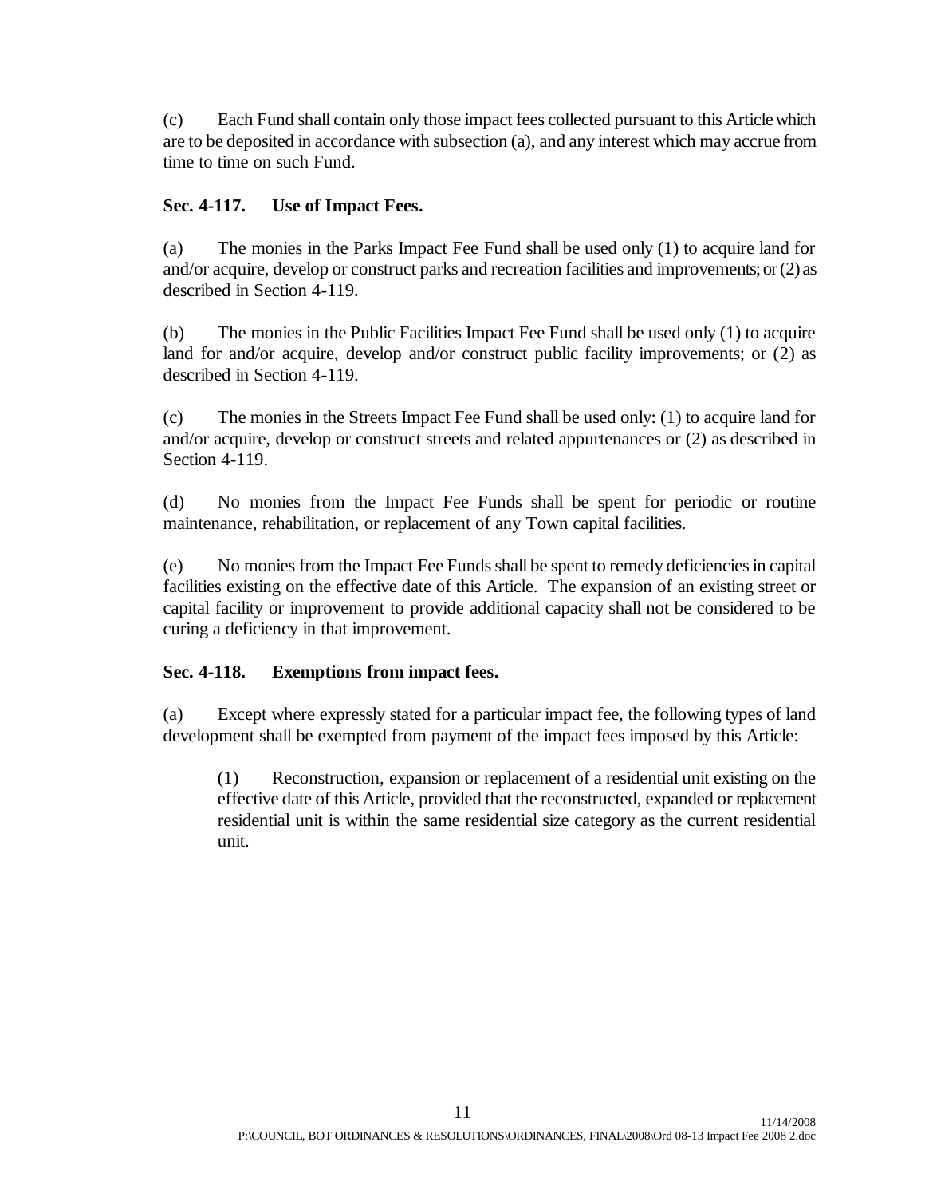(c) Each Fund shall contain only those impact fees collected pursuant to this Article which are to be deposited in accordance with subsection (a), and any interest which may accrue from time to time on such Fund.

**Sec. 4-117. Use of Impact Fees.**

(a) The monies in the Parks Impact Fee Fund shall be used only (1) to acquire land for and/or acquire, develop or construct parks and recreation facilities and improvements; or (2) as described in Section 4-119.

(b) The monies in the Public Facilities Impact Fee Fund shall be used only (1) to acquire land for and/or acquire, develop and/or construct public facility improvements; or (2) as described in Section 4-119.

(c) The monies in the Streets Impact Fee Fund shall be used only: (1) to acquire land for and/or acquire, develop or construct streets and related appurtenances or (2) as described in Section 4-119.

(d) No monies from the Impact Fee Funds shall be spent for periodic or routine maintenance, rehabilitation, or replacement of any Town capital facilities.

(e) No monies from the Impact Fee Funds shall be spent to remedy deficiencies in capital facilities existing on the effective date of this Article. The expansion of an existing street or capital facility or improvement to provide additional capacity shall not be considered to be curing a deficiency in that improvement.

**Sec. 4-118. Exemptions from impact fees.**

(a) Except where expressly stated for a particular impact fee, the following types of land development shall be exempted from payment of the impact fees imposed by this Article:

> (1) Reconstruction, expansion or replacement of a residential unit existing on the effective date of this Article, provided that the reconstructed, expanded or replacement residential unit is within the same residential size category as the current residential unit.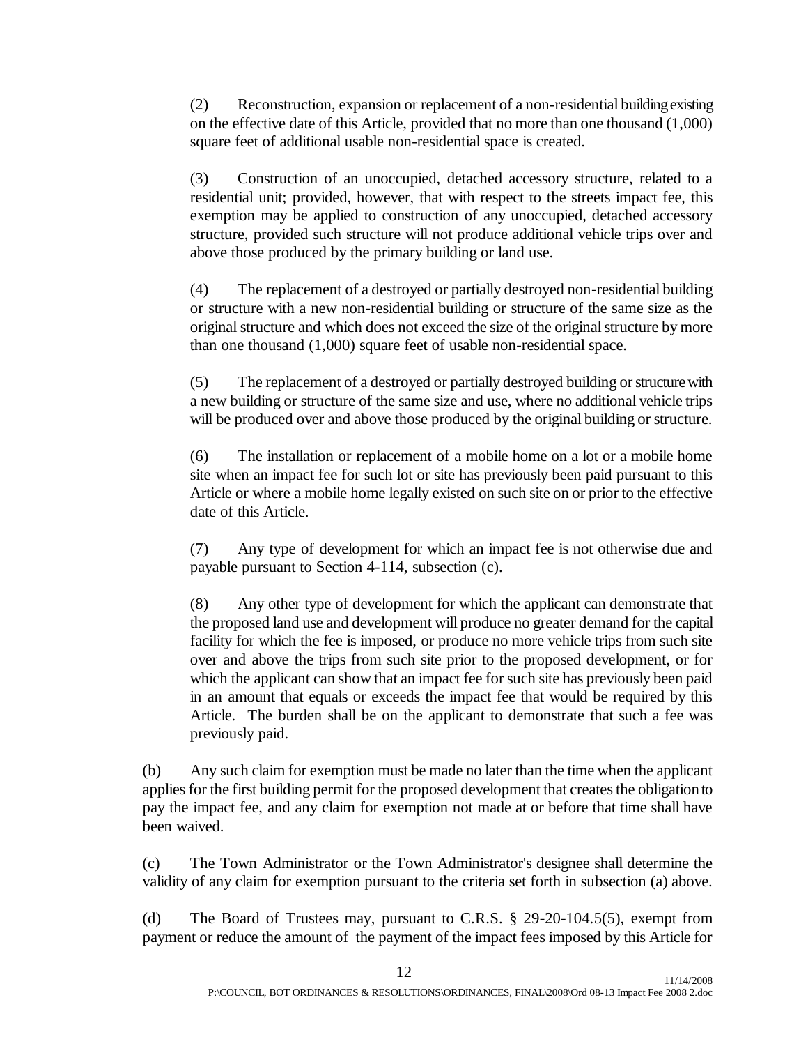(2) Reconstruction, expansion or replacement of a non-residential building existing on the effective date of this Article, provided that no more than one thousand (1,000) square feet of additional usable non-residential space is created.

(3) Construction of an unoccupied, detached accessory structure, related to a residential unit; provided, however, that with respect to the streets impact fee, this exemption may be applied to construction of any unoccupied, detached accessory structure, provided such structure will not produce additional vehicle trips over and above those produced by the primary building or land use.

(4) The replacement of a destroyed or partially destroyed non-residential building or structure with a new non-residential building or structure of the same size as the original structure and which does not exceed the size of the original structure by more than one thousand (1,000) square feet of usable non-residential space.

(5) The replacement of a destroyed or partially destroyed building or structure with a new building or structure of the same size and use, where no additional vehicle trips will be produced over and above those produced by the original building or structure.

(6) The installation or replacement of a mobile home on a lot or a mobile home site when an impact fee for such lot or site has previously been paid pursuant to this Article or where a mobile home legally existed on such site on or prior to the effective date of this Article.

(7) Any type of development for which an impact fee is not otherwise due and payable pursuant to Section 4-114, subsection (c).

(8) Any other type of development for which the applicant can demonstrate that the proposed land use and development will produce no greater demand for the capital facility for which the fee is imposed, or produce no more vehicle trips from such site over and above the trips from such site prior to the proposed development, or for which the applicant can show that an impact fee for such site has previously been paid in an amount that equals or exceeds the impact fee that would be required by this Article. The burden shall be on the applicant to demonstrate that such a fee was previously paid.

(b) Any such claim for exemption must be made no later than the time when the applicant applies for the first building permit for the proposed development that creates the obligation to pay the impact fee, and any claim for exemption not made at or before that time shall have been waived.

(c) The Town Administrator or the Town Administrator's designee shall determine the validity of any claim for exemption pursuant to the criteria set forth in subsection (a) above.

(d) The Board of Trustees may, pursuant to C.R.S. § 29-20-104.5(5), exempt from payment or reduce the amount of the payment of the impact fees imposed by this Article for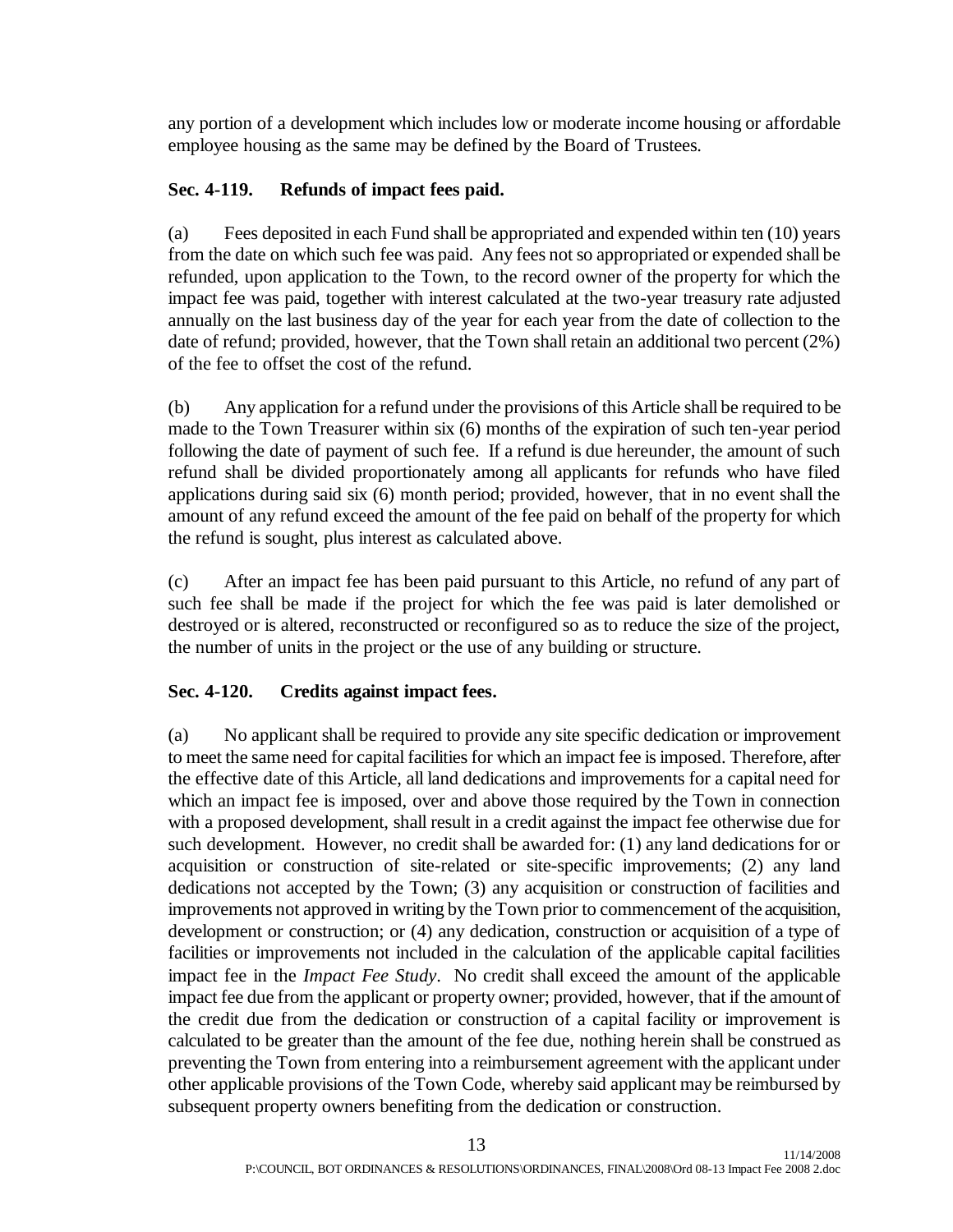any portion of a development which includes low or moderate income housing or affordable employee housing as the same may be defined by the Board of Trustees.

**Sec. 4-119. Refunds of impact fees paid.**

(a) Fees deposited in each Fund shall be appropriated and expended within ten (10) years from the date on which such fee was paid. Any fees not so appropriated or expended shall be refunded, upon application to the Town, to the record owner of the property for which the impact fee was paid, together with interest calculated at the two-year treasury rate adjusted annually on the last business day of the year for each year from the date of collection to the date of refund; provided, however, that the Town shall retain an additional two percent (2%) of the fee to offset the cost of the refund.

(b) Any application for a refund under the provisions of this Article shall be required to be made to the Town Treasurer within six (6) months of the expiration of such ten-year period following the date of payment of such fee. If a refund is due hereunder, the amount of such refund shall be divided proportionately among all applicants for refunds who have filed applications during said six (6) month period; provided, however, that in no event shall the amount of any refund exceed the amount of the fee paid on behalf of the property for which the refund is sought, plus interest as calculated above.

(c) After an impact fee has been paid pursuant to this Article, no refund of any part of such fee shall be made if the project for which the fee was paid is later demolished or destroyed or is altered, reconstructed or reconfigured so as to reduce the size of the project, the number of units in the project or the use of any building or structure.

**Sec. 4-120. Credits against impact fees.**

(a) No applicant shall be required to provide any site specific dedication or improvement to meet the same need for capital facilities for which an impact fee is imposed. Therefore, after the effective date of this Article, all land dedications and improvements for a capital need for which an impact fee is imposed, over and above those required by the Town in connection with a proposed development, shall result in a credit against the impact fee otherwise due for such development. However, no credit shall be awarded for: (1) any land dedications for or acquisition or construction of site-related or site-specific improvements; (2) any land dedications not accepted by the Town; (3) any acquisition or construction of facilities and improvements not approved in writing by the Town prior to commencement of the acquisition, development or construction; or (4) any dedication, construction or acquisition of a type of facilities or improvements not included in the calculation of the applicable capital facilities impact fee in the *Impact Fee Study*. No credit shall exceed the amount of the applicable impact fee due from the applicant or property owner; provided, however, that if the amount of the credit due from the dedication or construction of a capital facility or improvement is calculated to be greater than the amount of the fee due, nothing herein shall be construed as preventing the Town from entering into a reimbursement agreement with the applicant under other applicable provisions of the Town Code, whereby said applicant may be reimbursed by subsequent property owners benefiting from the dedication or construction.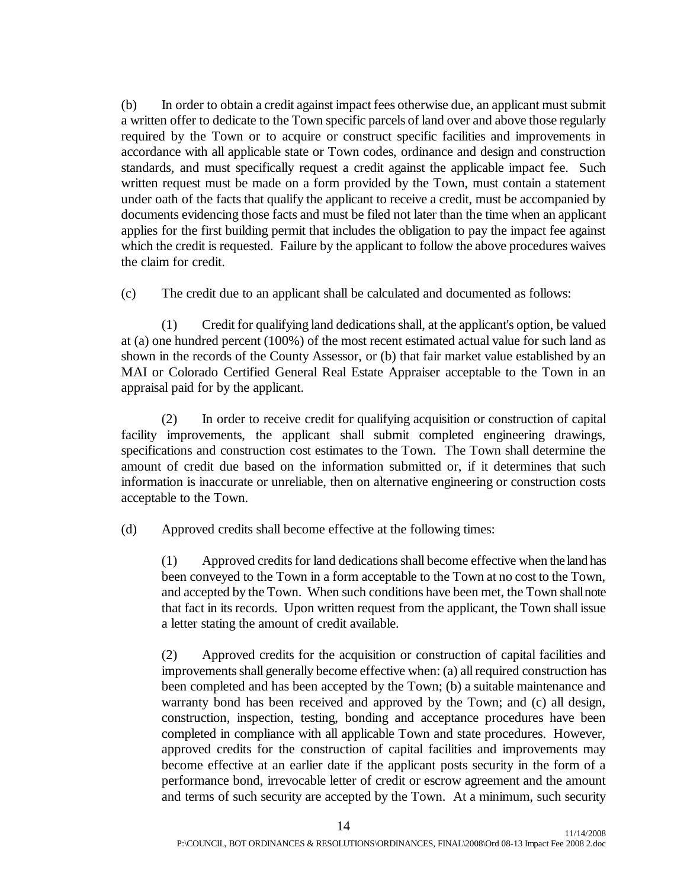(b) In order to obtain a credit against impact fees otherwise due, an applicant must submit a written offer to dedicate to the Town specific parcels of land over and above those regularly required by the Town or to acquire or construct specific facilities and improvements in accordance with all applicable state or Town codes, ordinance and design and construction standards, and must specifically request a credit against the applicable impact fee. Such written request must be made on a form provided by the Town, must contain a statement under oath of the facts that qualify the applicant to receive a credit, must be accompanied by documents evidencing those facts and must be filed not later than the time when an applicant applies for the first building permit that includes the obligation to pay the impact fee against which the credit is requested. Failure by the applicant to follow the above procedures waives the claim for credit.

(c) The credit due to an applicant shall be calculated and documented as follows:

(1) Credit for qualifying land dedications shall, at the applicant's option, be valued at (a) one hundred percent (100%) of the most recent estimated actual value for such land as shown in the records of the County Assessor, or (b) that fair market value established by an MAI or Colorado Certified General Real Estate Appraiser acceptable to the Town in an appraisal paid for by the applicant.

(2) In order to receive credit for qualifying acquisition or construction of capital facility improvements, the applicant shall submit completed engineering drawings, specifications and construction cost estimates to the Town. The Town shall determine the amount of credit due based on the information submitted or, if it determines that such information is inaccurate or unreliable, then on alternative engineering or construction costs acceptable to the Town.

(d) Approved credits shall become effective at the following times:

> (1) Approved credits for land dedications shall become effective when the land has been conveyed to the Town in a form acceptable to the Town at no cost to the Town, and accepted by the Town. When such conditions have been met, the Town shall note that fact in its records. Upon written request from the applicant, the Town shall issue a letter stating the amount of credit available.
>
> (2) Approved credits for the acquisition or construction of capital facilities and improvements shall generally become effective when: (a) all required construction has been completed and has been accepted by the Town; (b) a suitable maintenance and warranty bond has been received and approved by the Town; and (c) all design, construction, inspection, testing, bonding and acceptance procedures have been completed in compliance with all applicable Town and state procedures. However, approved credits for the construction of capital facilities and improvements may become effective at an earlier date if the applicant posts security in the form of a performance bond, irrevocable letter of credit or escrow agreement and the amount and terms of such security are accepted by the Town. At a minimum, such security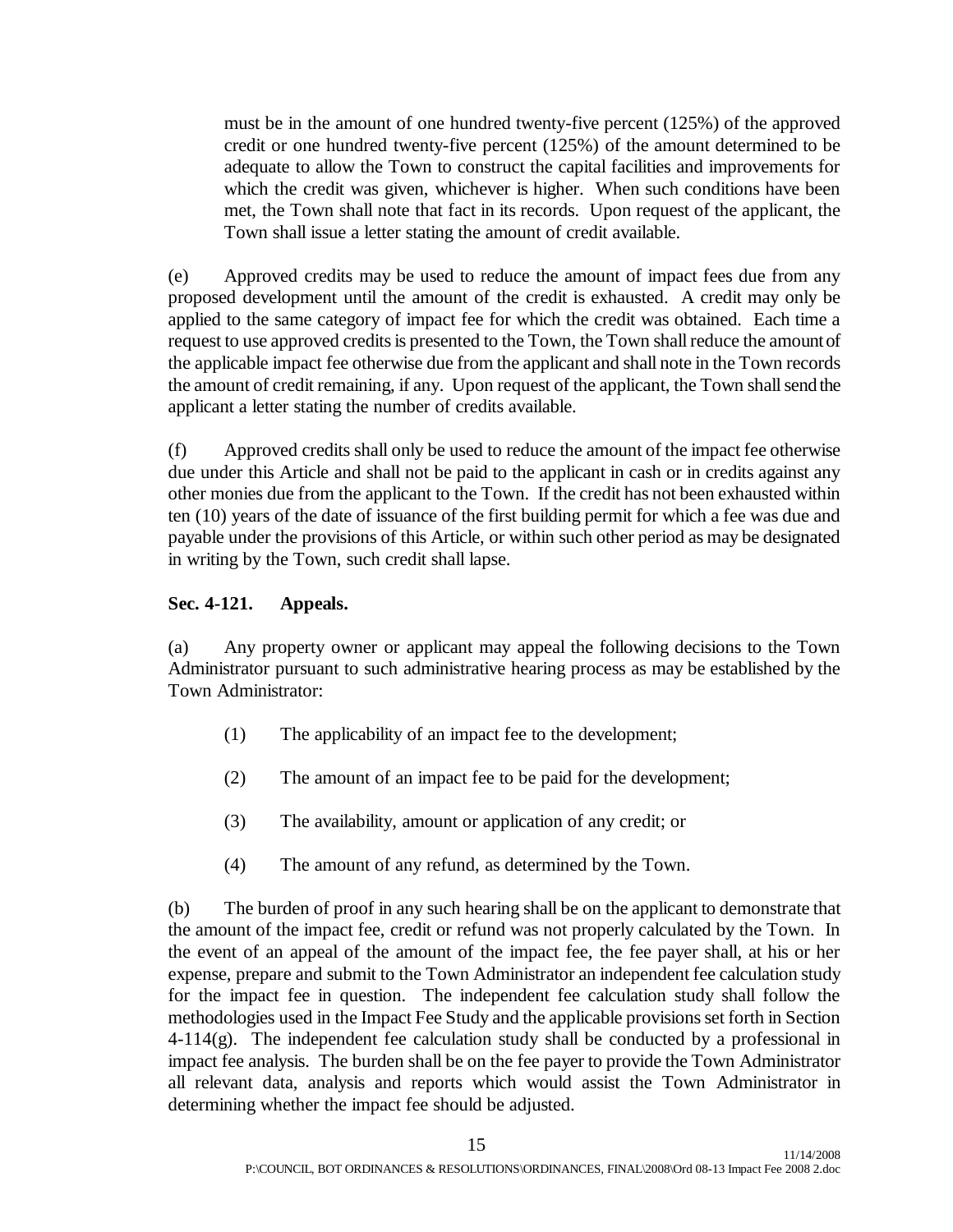must be in the amount of one hundred twenty-five percent (125%) of the approved credit or one hundred twenty-five percent (125%) of the amount determined to be adequate to allow the Town to construct the capital facilities and improvements for which the credit was given, whichever is higher. When such conditions have been met, the Town shall note that fact in its records. Upon request of the applicant, the Town shall issue a letter stating the amount of credit available.

(e) Approved credits may be used to reduce the amount of impact fees due from any proposed development until the amount of the credit is exhausted. A credit may only be applied to the same category of impact fee for which the credit was obtained. Each time a request to use approved credits is presented to the Town, the Town shall reduce the amount of the applicable impact fee otherwise due from the applicant and shall note in the Town records the amount of credit remaining, if any. Upon request of the applicant, the Town shall send the applicant a letter stating the number of credits available.

(f) Approved credits shall only be used to reduce the amount of the impact fee otherwise due under this Article and shall not be paid to the applicant in cash or in credits against any other monies due from the applicant to the Town. If the credit has not been exhausted within ten (10) years of the date of issuance of the first building permit for which a fee was due and payable under the provisions of this Article, or within such other period as may be designated in writing by the Town, such credit shall lapse.

**Sec. 4-121. Appeals.**

(a) Any property owner or applicant may appeal the following decisions to the Town Administrator pursuant to such administrative hearing process as may be established by the Town Administrator:

(1) The applicability of an impact fee to the development;

(2) The amount of an impact fee to be paid for the development;

(3) The availability, amount or application of any credit; or

(4) The amount of any refund, as determined by the Town.

(b) The burden of proof in any such hearing shall be on the applicant to demonstrate that the amount of the impact fee, credit or refund was not properly calculated by the Town. In the event of an appeal of the amount of the impact fee, the fee payer shall, at his or her expense, prepare and submit to the Town Administrator an independent fee calculation study for the impact fee in question. The independent fee calculation study shall follow the methodologies used in the Impact Fee Study and the applicable provisions set forth in Section 4-114(g). The independent fee calculation study shall be conducted by a professional in impact fee analysis. The burden shall be on the fee payer to provide the Town Administrator all relevant data, analysis and reports which would assist the Town Administrator in determining whether the impact fee should be adjusted.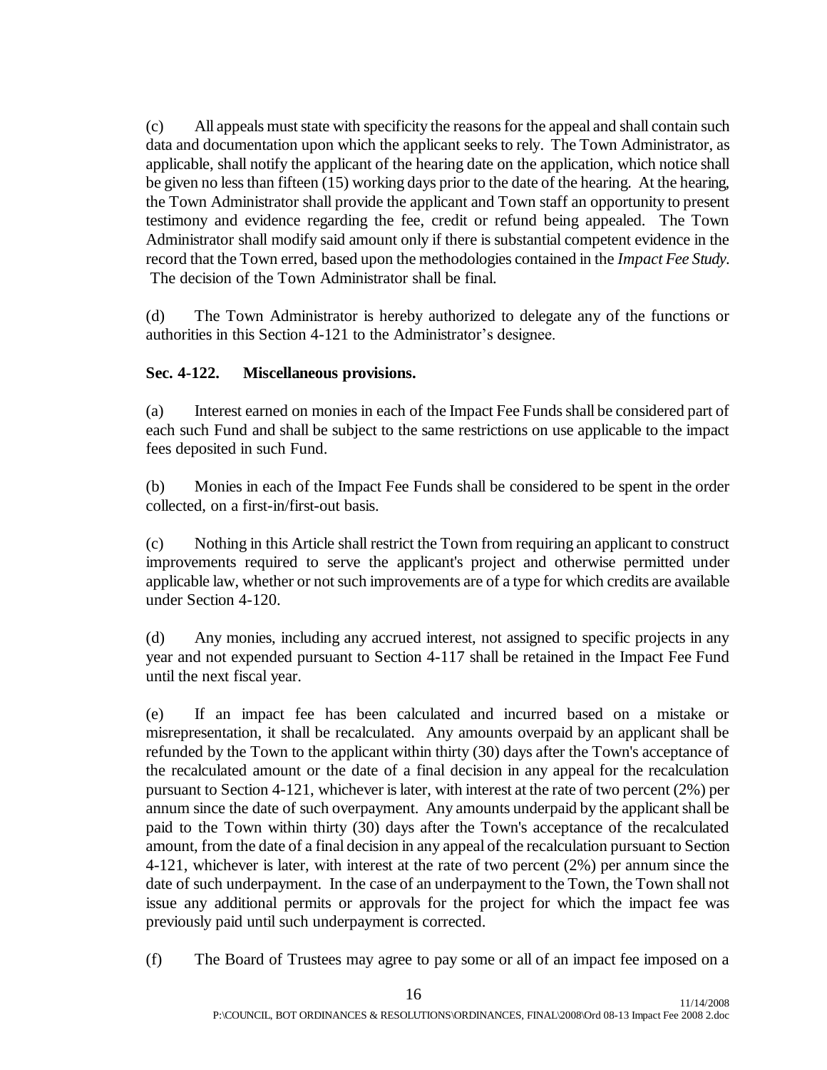(c) All appeals must state with specificity the reasons for the appeal and shall contain such data and documentation upon which the applicant seeks to rely. The Town Administrator, as applicable, shall notify the applicant of the hearing date on the application, which notice shall be given no less than fifteen (15) working days prior to the date of the hearing. At the hearing, the Town Administrator shall provide the applicant and Town staff an opportunity to present testimony and evidence regarding the fee, credit or refund being appealed. The Town Administrator shall modify said amount only if there is substantial competent evidence in the record that the Town erred, based upon the methodologies contained in the *Impact Fee Study*. The decision of the Town Administrator shall be final.

(d) The Town Administrator is hereby authorized to delegate any of the functions or authorities in this Section 4-121 to the Administrator's designee.

**Sec. 4-122. Miscellaneous provisions.**

(a) Interest earned on monies in each of the Impact Fee Funds shall be considered part of each such Fund and shall be subject to the same restrictions on use applicable to the impact fees deposited in such Fund.

(b) Monies in each of the Impact Fee Funds shall be considered to be spent in the order collected, on a first-in/first-out basis.

(c) Nothing in this Article shall restrict the Town from requiring an applicant to construct improvements required to serve the applicant's project and otherwise permitted under applicable law, whether or not such improvements are of a type for which credits are available under Section 4-120.

(d) Any monies, including any accrued interest, not assigned to specific projects in any year and not expended pursuant to Section 4-117 shall be retained in the Impact Fee Fund until the next fiscal year.

(e) If an impact fee has been calculated and incurred based on a mistake or misrepresentation, it shall be recalculated. Any amounts overpaid by an applicant shall be refunded by the Town to the applicant within thirty (30) days after the Town's acceptance of the recalculated amount or the date of a final decision in any appeal for the recalculation pursuant to Section 4-121, whichever is later, with interest at the rate of two percent (2%) per annum since the date of such overpayment. Any amounts underpaid by the applicant shall be paid to the Town within thirty (30) days after the Town's acceptance of the recalculated amount, from the date of a final decision in any appeal of the recalculation pursuant to Section 4-121, whichever is later, with interest at the rate of two percent (2%) per annum since the date of such underpayment. In the case of an underpayment to the Town, the Town shall not issue any additional permits or approvals for the project for which the impact fee was previously paid until such underpayment is corrected.

(f) The Board of Trustees may agree to pay some or all of an impact fee imposed on a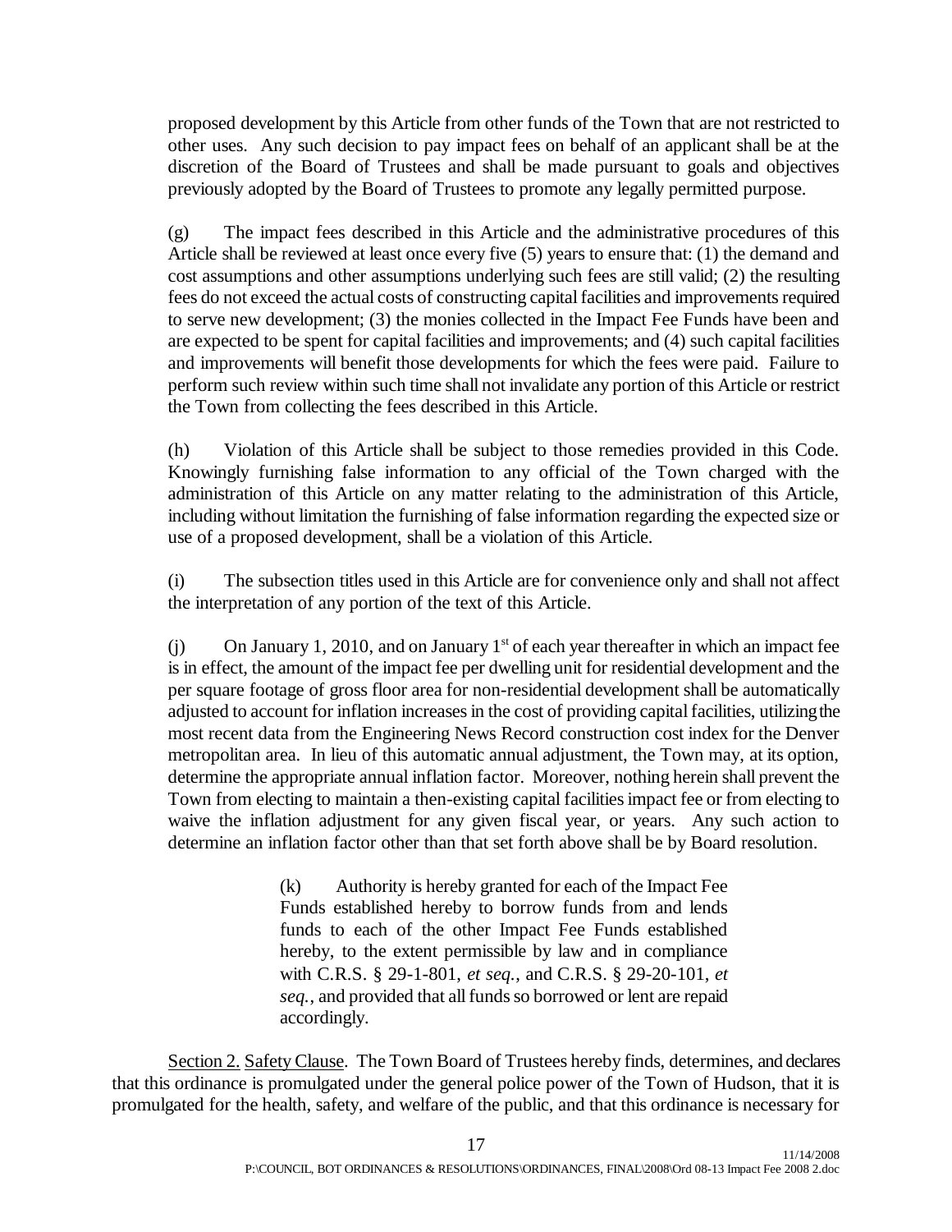proposed development by this Article from other funds of the Town that are not restricted to other uses. Any such decision to pay impact fees on behalf of an applicant shall be at the discretion of the Board of Trustees and shall be made pursuant to goals and objectives previously adopted by the Board of Trustees to promote any legally permitted purpose.

(g) The impact fees described in this Article and the administrative procedures of this Article shall be reviewed at least once every five (5) years to ensure that: (1) the demand and cost assumptions and other assumptions underlying such fees are still valid; (2) the resulting fees do not exceed the actual costs of constructing capital facilities and improvements required to serve new development; (3) the monies collected in the Impact Fee Funds have been and are expected to be spent for capital facilities and improvements; and (4) such capital facilities and improvements will benefit those developments for which the fees were paid. Failure to perform such review within such time shall not invalidate any portion of this Article or restrict the Town from collecting the fees described in this Article.

(h) Violation of this Article shall be subject to those remedies provided in this Code. Knowingly furnishing false information to any official of the Town charged with the administration of this Article on any matter relating to the administration of this Article, including without limitation the furnishing of false information regarding the expected size or use of a proposed development, shall be a violation of this Article.

(i) The subsection titles used in this Article are for convenience only and shall not affect the interpretation of any portion of the text of this Article.

(j) On January 1, 2010, and on January 1st of each year thereafter in which an impact fee is in effect, the amount of the impact fee per dwelling unit for residential development and the per square footage of gross floor area for non-residential development shall be automatically adjusted to account for inflation increases in the cost of providing capital facilities, utilizing the most recent data from the Engineering News Record construction cost index for the Denver metropolitan area. In lieu of this automatic annual adjustment, the Town may, at its option, determine the appropriate annual inflation factor. Moreover, nothing herein shall prevent the Town from electing to maintain a then-existing capital facilities impact fee or from electing to waive the inflation adjustment for any given fiscal year, or years. Any such action to determine an inflation factor other than that set forth above shall be by Board resolution.

(k) Authority is hereby granted for each of the Impact Fee Funds established hereby to borrow funds from and lends funds to each of the other Impact Fee Funds established hereby, to the extent permissible by law and in compliance with C.R.S. § 29-1-801, *et seq.*, and C.R.S. § 29-20-101, *et seq.*, and provided that all funds so borrowed or lent are repaid accordingly.

Section 2. Safety Clause. The Town Board of Trustees hereby finds, determines, and declares that this ordinance is promulgated under the general police power of the Town of Hudson, that it is promulgated for the health, safety, and welfare of the public, and that this ordinance is necessary for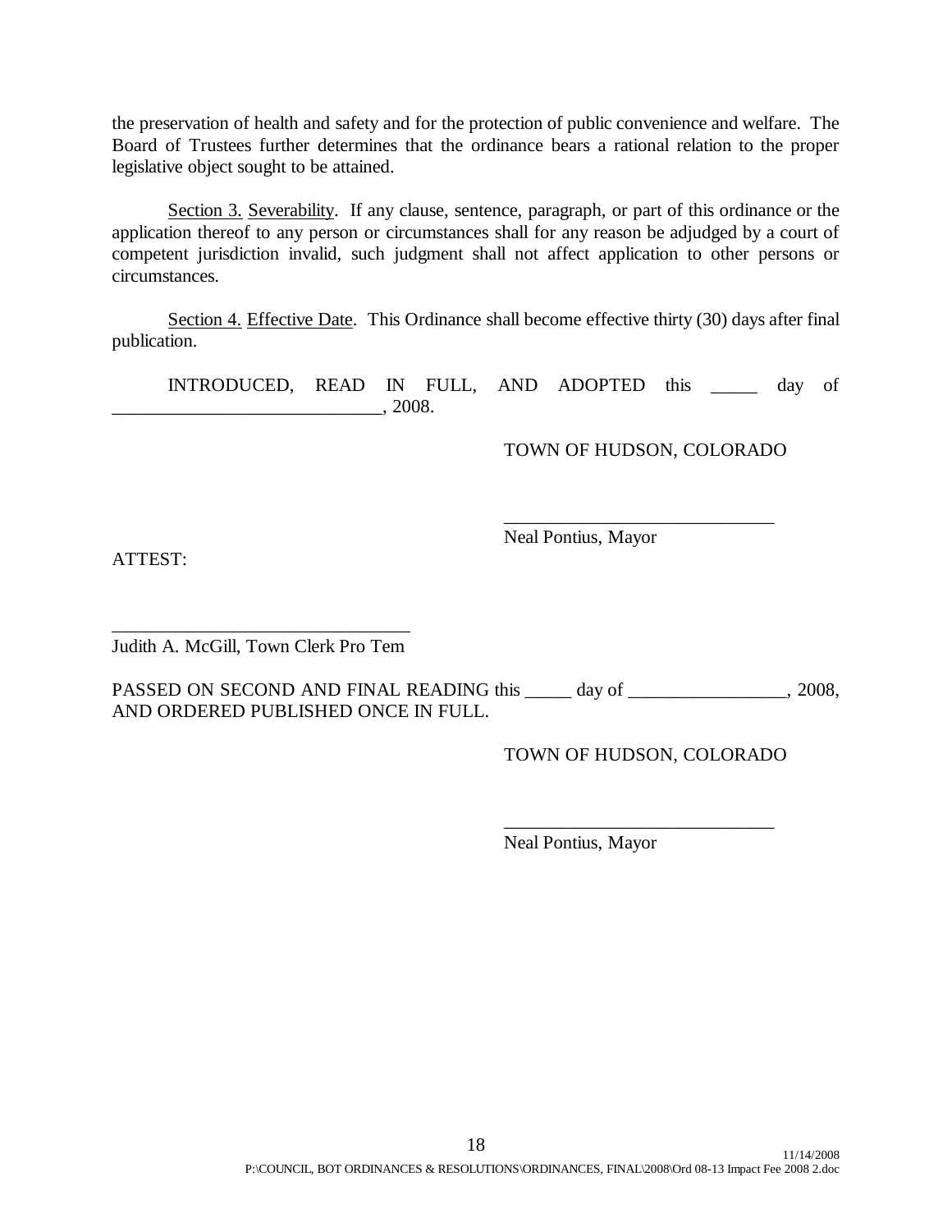the preservation of health and safety and for the protection of public convenience and welfare. The Board of Trustees further determines that the ordinance bears a rational relation to the proper legislative object sought to be attained.

Section 3. Severability. If any clause, sentence, paragraph, or part of this ordinance or the application thereof to any person or circumstances shall for any reason be adjudged by a court of competent jurisdiction invalid, such judgment shall not affect application to other persons or circumstances.

Section 4. Effective Date. This Ordinance shall become effective thirty (30) days after final publication.

INTRODUCED, READ IN FULL, AND ADOPTED this _____ day of _____________________________, 2008.

TOWN OF HUDSON, COLORADO

_____________________________
Neal Pontius, Mayor

ATTEST:

________________________________
Judith A. McGill, Town Clerk Pro Tem

PASSED ON SECOND AND FINAL READING this _____ day of _________________, 2008, AND ORDERED PUBLISHED ONCE IN FULL.

TOWN OF HUDSON, COLORADO

_____________________________
Neal Pontius, Mayor

11/14/2008
P:\COUNCIL, BOT ORDINANCES & RESOLUTIONS\ORDINANCES, FINAL\2008\Ord 08-13 Impact Fee 2008 2.doc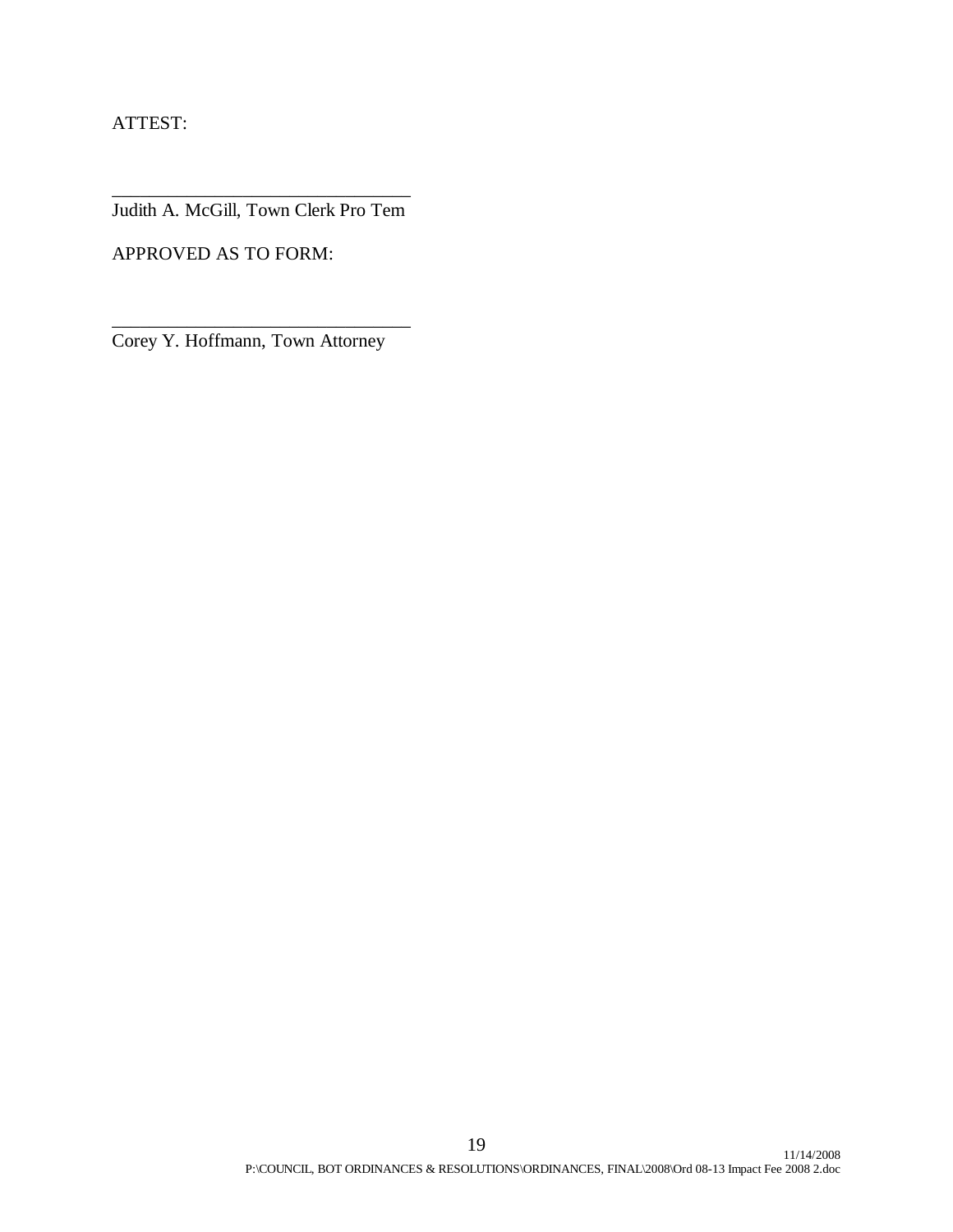ATTEST:

\_\_\_\_\_\_\_\_\_\_\_\_\_\_\_\_\_\_\_\_\_\_\_\_\_\_\_\_\_\_\_\_
Judith A. McGill, Town Clerk Pro Tem

APPROVED AS TO FORM:

\_\_\_\_\_\_\_\_\_\_\_\_\_\_\_\_\_\_\_\_\_\_\_\_\_\_\_\_\_\_\_\_
Corey Y. Hoffmann, Town Attorney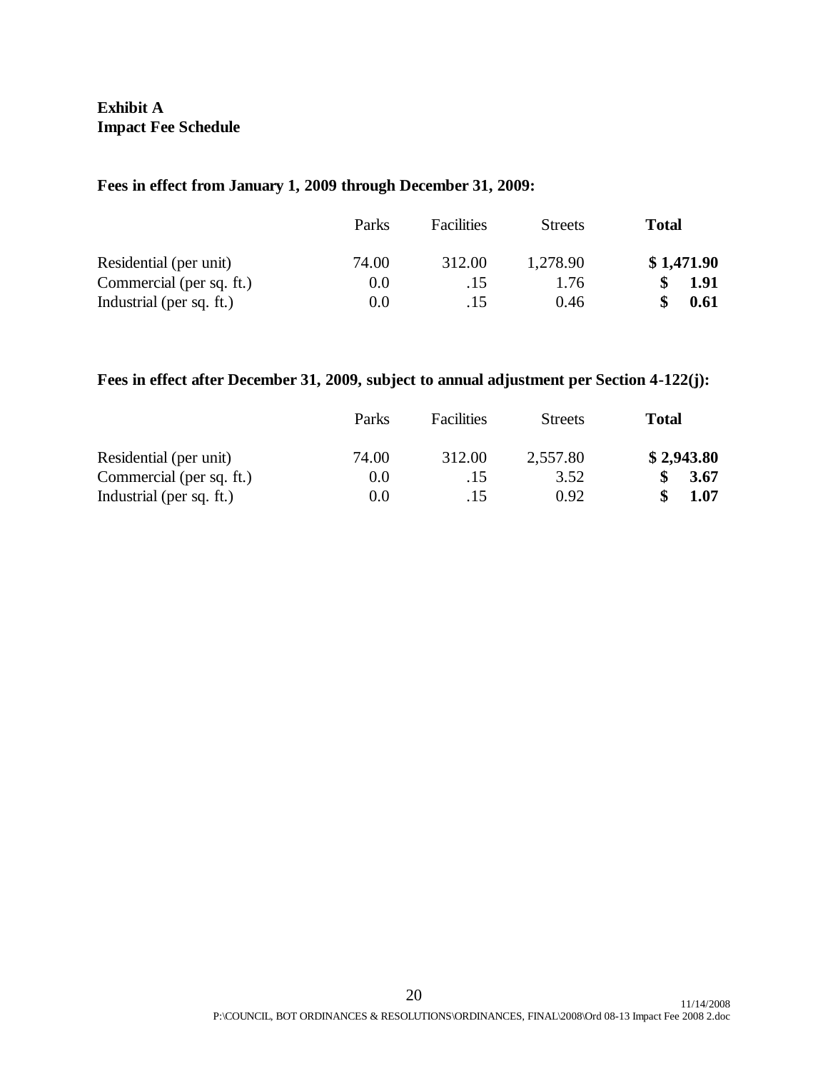**Exhibit A**
**Impact Fee Schedule**

**Fees in effect from January 1, 2009 through December 31, 2009:**

| | Parks | Facilities | Streets | **Total** |
|---|---|---|---|---|
| Residential (per unit) | 74.00 | 312.00 | 1,278.90 | **$ 1,471.90** |
| Commercial (per sq. ft.) | 0.0 | .15 | 1.76 | **$ 1.91** |
| Industrial (per sq. ft.) | 0.0 | .15 | 0.46 | **$ 0.61** |

**Fees in effect after December 31, 2009, subject to annual adjustment per Section 4-122(j):**

| | Parks | Facilities | Streets | **Total** |
|---|---|---|---|---|
| Residential (per unit) | 74.00 | 312.00 | 2,557.80 | **$ 2,943.80** |
| Commercial (per sq. ft.) | 0.0 | .15 | 3.52 | **$ 3.67** |
| Industrial (per sq. ft.) | 0.0 | .15 | 0.92 | **$ 1.07** |